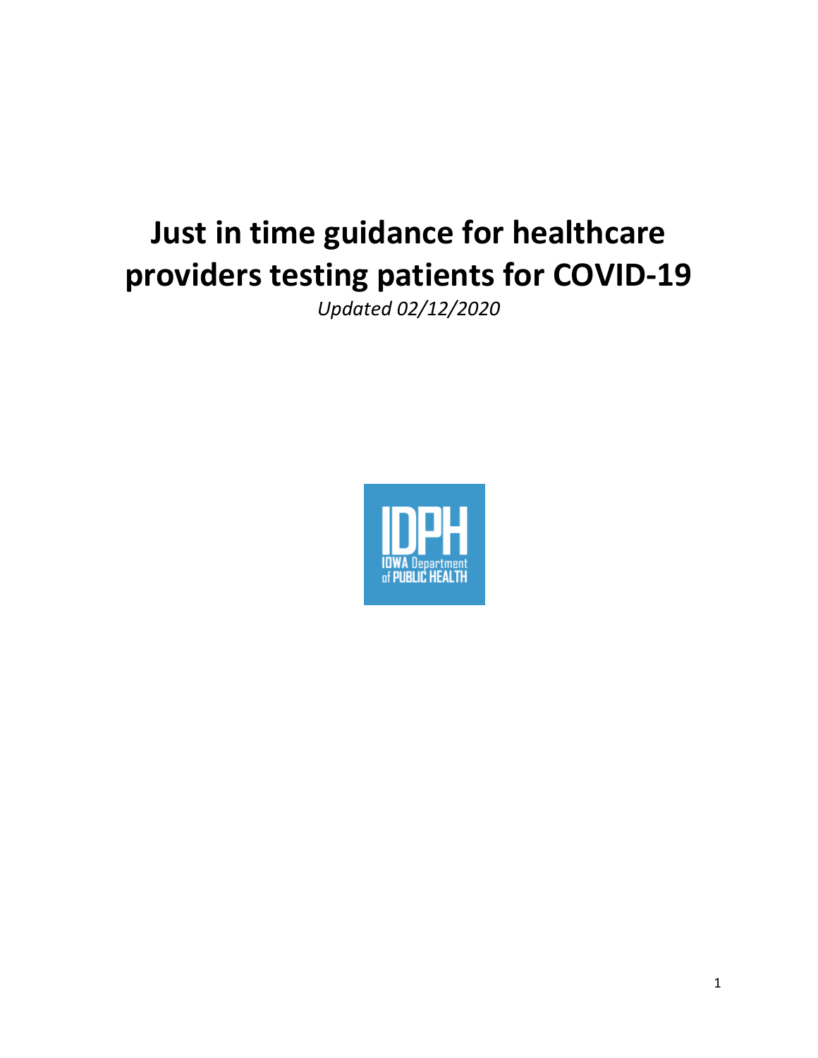# Just in time guidance for healthcare providers testing patients for COVID-19

*Updated 02/12/2020*

IDPH

IOWA Department of PUBLIC HEALTH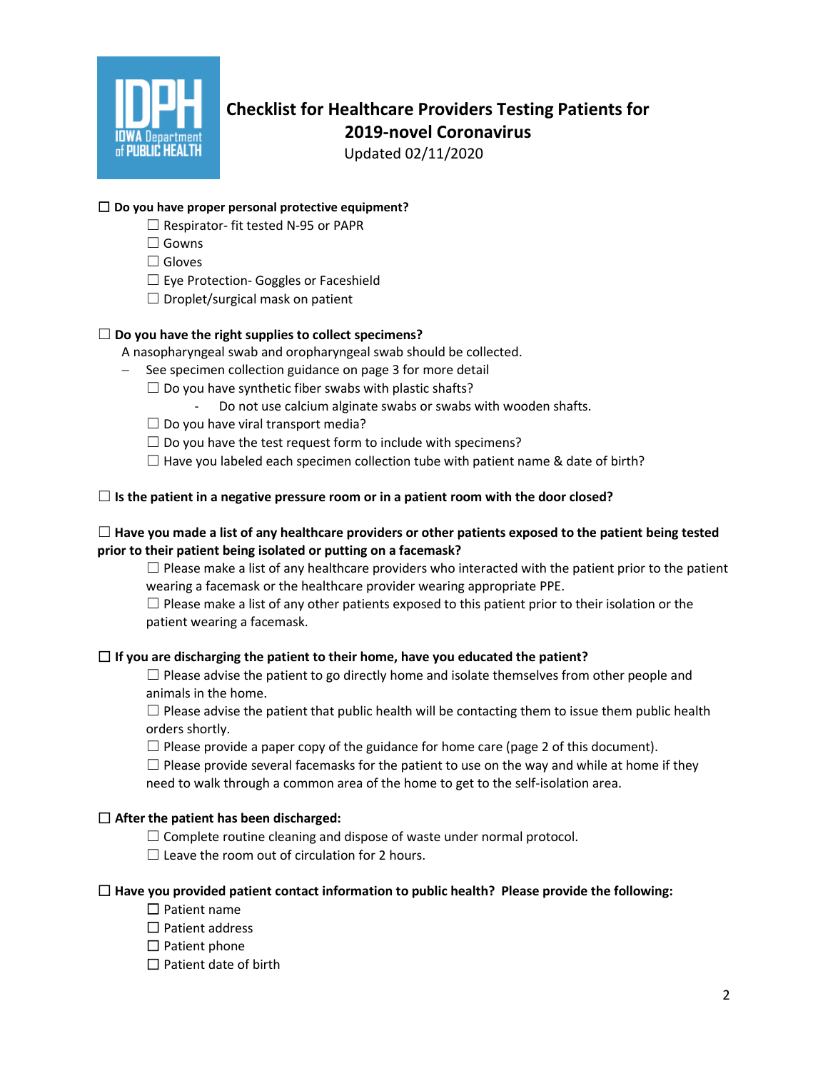# Checklist for Healthcare Providers Testing Patients for 2019-novel Coronavirus

Updated 02/11/2020

☐ **Do you have proper personal protective equipment?**

- ☐ Respirator- fit tested N-95 or PAPR
- ☐ Gowns
- ☐ Gloves
- ☐ Eye Protection- Goggles or Faceshield
- ☐ Droplet/surgical mask on patient

☐ **Do you have the right supplies to collect specimens?**

A nasopharyngeal swab and oropharyngeal swab should be collected.

- See specimen collection guidance on page 3 for more detail
  - ☐ Do you have synthetic fiber swabs with plastic shafts?
    - Do not use calcium alginate swabs or swabs with wooden shafts.
  - ☐ Do you have viral transport media?
  - ☐ Do you have the test request form to include with specimens?
  - ☐ Have you labeled each specimen collection tube with patient name & date of birth?

☐ **Is the patient in a negative pressure room or in a patient room with the door closed?**

☐ **Have you made a list of any healthcare providers or other patients exposed to the patient being tested prior to their patient being isolated or putting on a facemask?**

- ☐ Please make a list of any healthcare providers who interacted with the patient prior to the patient wearing a facemask or the healthcare provider wearing appropriate PPE.
- ☐ Please make a list of any other patients exposed to this patient prior to their isolation or the patient wearing a facemask.

☐ **If you are discharging the patient to their home, have you educated the patient?**

- ☐ Please advise the patient to go directly home and isolate themselves from other people and animals in the home.
- ☐ Please advise the patient that public health will be contacting them to issue them public health orders shortly.
- ☐ Please provide a paper copy of the guidance for home care (page 2 of this document).
- ☐ Please provide several facemasks for the patient to use on the way and while at home if they need to walk through a common area of the home to get to the self-isolation area.

☐ **After the patient has been discharged:**

- ☐ Complete routine cleaning and dispose of waste under normal protocol.
- ☐ Leave the room out of circulation for 2 hours.

☐ **Have you provided patient contact information to public health? Please provide the following:**

- ☐ Patient name
- ☐ Patient address
- ☐ Patient phone
- ☐ Patient date of birth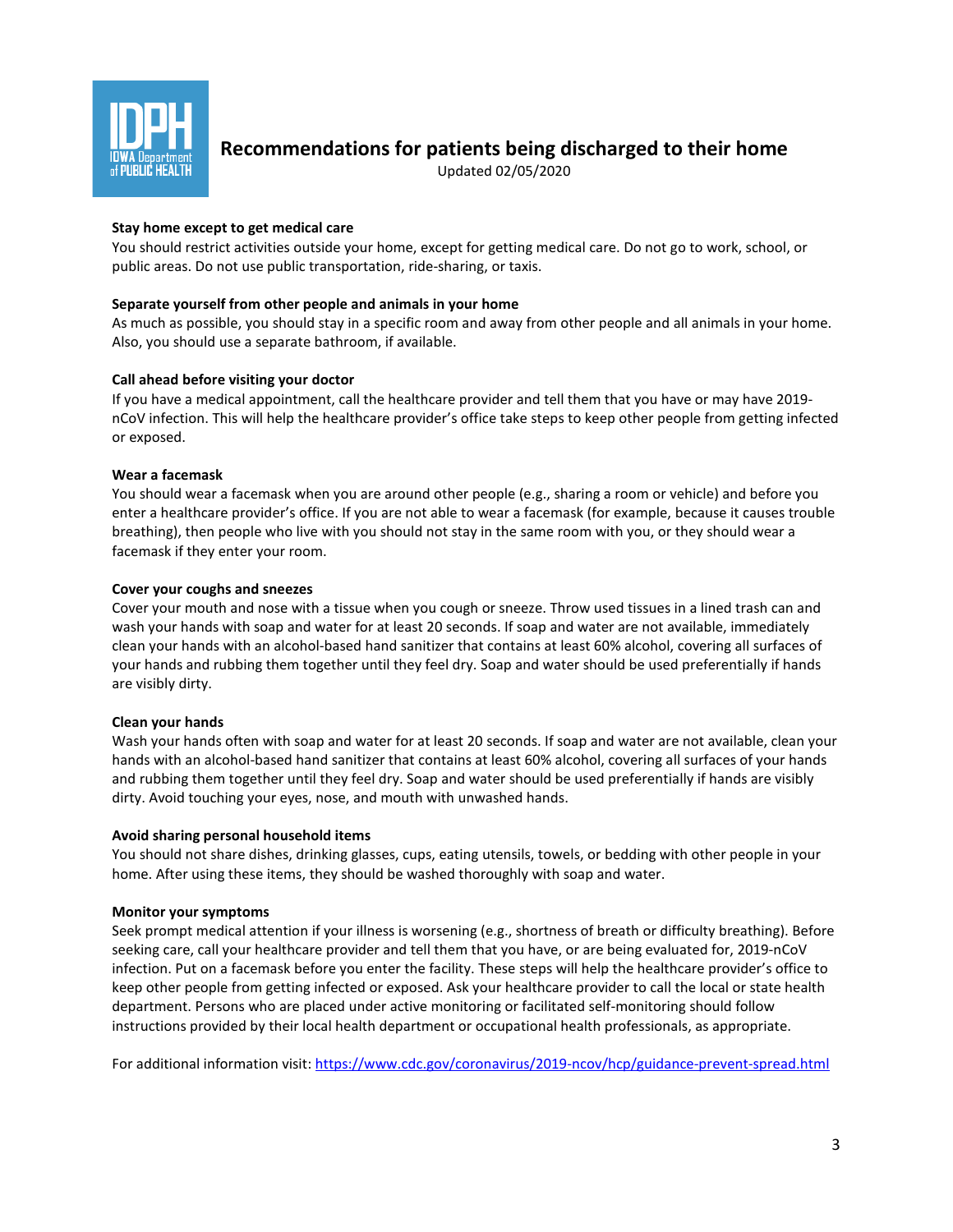# Recommendations for patients being discharged to their home

Updated 02/05/2020

**Stay home except to get medical care**

You should restrict activities outside your home, except for getting medical care. Do not go to work, school, or public areas. Do not use public transportation, ride-sharing, or taxis.

**Separate yourself from other people and animals in your home**

As much as possible, you should stay in a specific room and away from other people and all animals in your home. Also, you should use a separate bathroom, if available.

**Call ahead before visiting your doctor**

If you have a medical appointment, call the healthcare provider and tell them that you have or may have 2019-nCoV infection. This will help the healthcare provider's office take steps to keep other people from getting infected or exposed.

**Wear a facemask**

You should wear a facemask when you are around other people (e.g., sharing a room or vehicle) and before you enter a healthcare provider's office. If you are not able to wear a facemask (for example, because it causes trouble breathing), then people who live with you should not stay in the same room with you, or they should wear a facemask if they enter your room.

**Cover your coughs and sneezes**

Cover your mouth and nose with a tissue when you cough or sneeze. Throw used tissues in a lined trash can and wash your hands with soap and water for at least 20 seconds. If soap and water are not available, immediately clean your hands with an alcohol-based hand sanitizer that contains at least 60% alcohol, covering all surfaces of your hands and rubbing them together until they feel dry. Soap and water should be used preferentially if hands are visibly dirty.

**Clean your hands**

Wash your hands often with soap and water for at least 20 seconds. If soap and water are not available, clean your hands with an alcohol-based hand sanitizer that contains at least 60% alcohol, covering all surfaces of your hands and rubbing them together until they feel dry. Soap and water should be used preferentially if hands are visibly dirty. Avoid touching your eyes, nose, and mouth with unwashed hands.

**Avoid sharing personal household items**

You should not share dishes, drinking glasses, cups, eating utensils, towels, or bedding with other people in your home. After using these items, they should be washed thoroughly with soap and water.

**Monitor your symptoms**

Seek prompt medical attention if your illness is worsening (e.g., shortness of breath or difficulty breathing). Before seeking care, call your healthcare provider and tell them that you have, or are being evaluated for, 2019-nCoV infection. Put on a facemask before you enter the facility. These steps will help the healthcare provider's office to keep other people from getting infected or exposed. Ask your healthcare provider to call the local or state health department. Persons who are placed under active monitoring or facilitated self-monitoring should follow instructions provided by their local health department or occupational health professionals, as appropriate.

For additional information visit: https://www.cdc.gov/coronavirus/2019-ncov/hcp/guidance-prevent-spread.html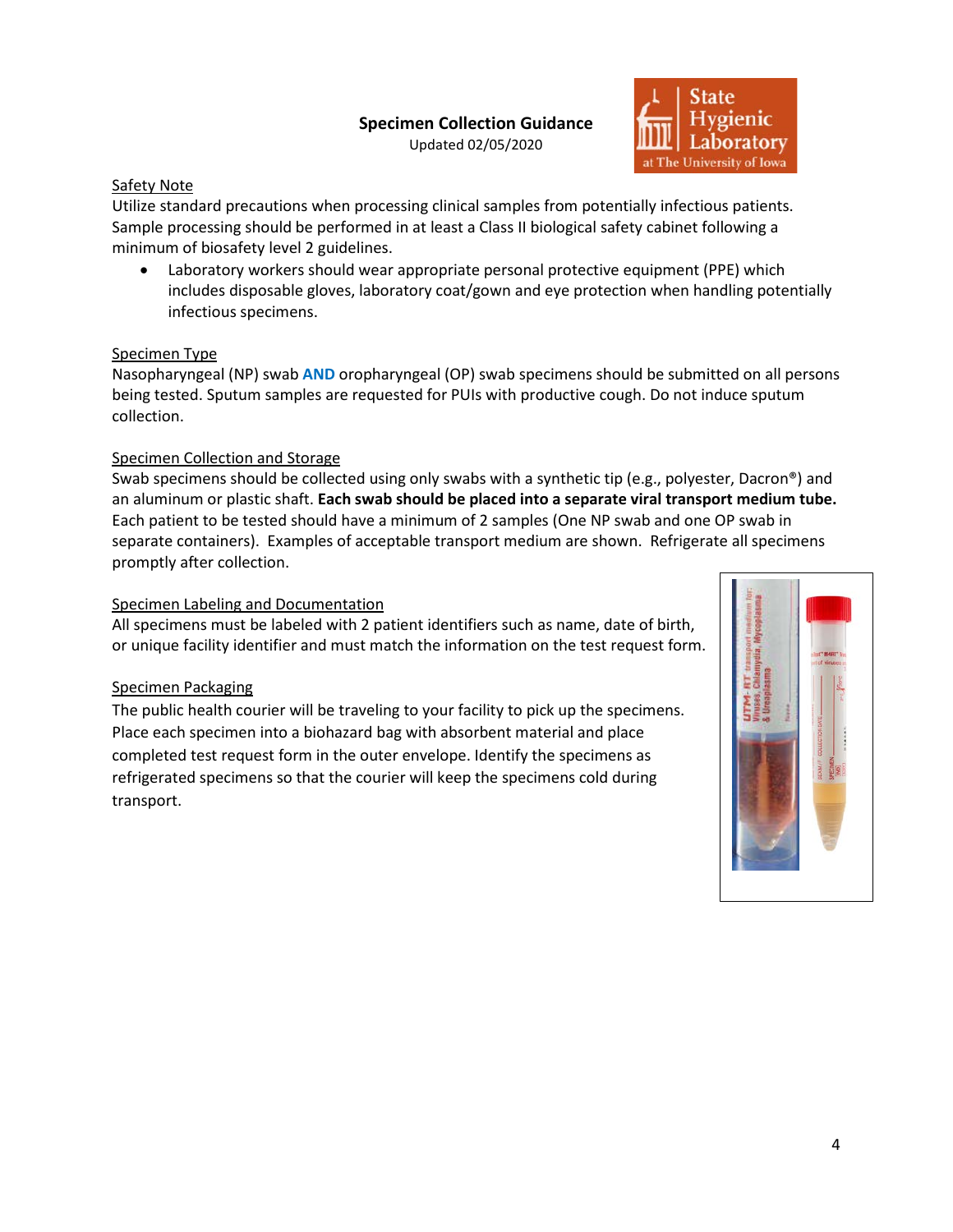# Specimen Collection Guidance

Updated 02/05/2020

State Hygienic Laboratory at The University of Iowa

Safety Note

Utilize standard precautions when processing clinical samples from potentially infectious patients. Sample processing should be performed in at least a Class II biological safety cabinet following a minimum of biosafety level 2 guidelines.

- Laboratory workers should wear appropriate personal protective equipment (PPE) which includes disposable gloves, laboratory coat/gown and eye protection when handling potentially infectious specimens.

Specimen Type

Nasopharyngeal (NP) swab **AND** oropharyngeal (OP) swab specimens should be submitted on all persons being tested. Sputum samples are requested for PUIs with productive cough. Do not induce sputum collection.

Specimen Collection and Storage

Swab specimens should be collected using only swabs with a synthetic tip (e.g., polyester, Dacron®) and an aluminum or plastic shaft. **Each swab should be placed into a separate viral transport medium tube.** Each patient to be tested should have a minimum of 2 samples (One NP swab and one OP swab in separate containers). Examples of acceptable transport medium are shown. Refrigerate all specimens promptly after collection.

Specimen Labeling and Documentation

All specimens must be labeled with 2 patient identifiers such as name, date of birth, or unique facility identifier and must match the information on the test request form.

Specimen Packaging

The public health courier will be traveling to your facility to pick up the specimens. Place each specimen into a biohazard bag with absorbent material and place completed test request form in the outer envelope. Identify the specimens as refrigerated specimens so that the courier will keep the specimens cold during transport.